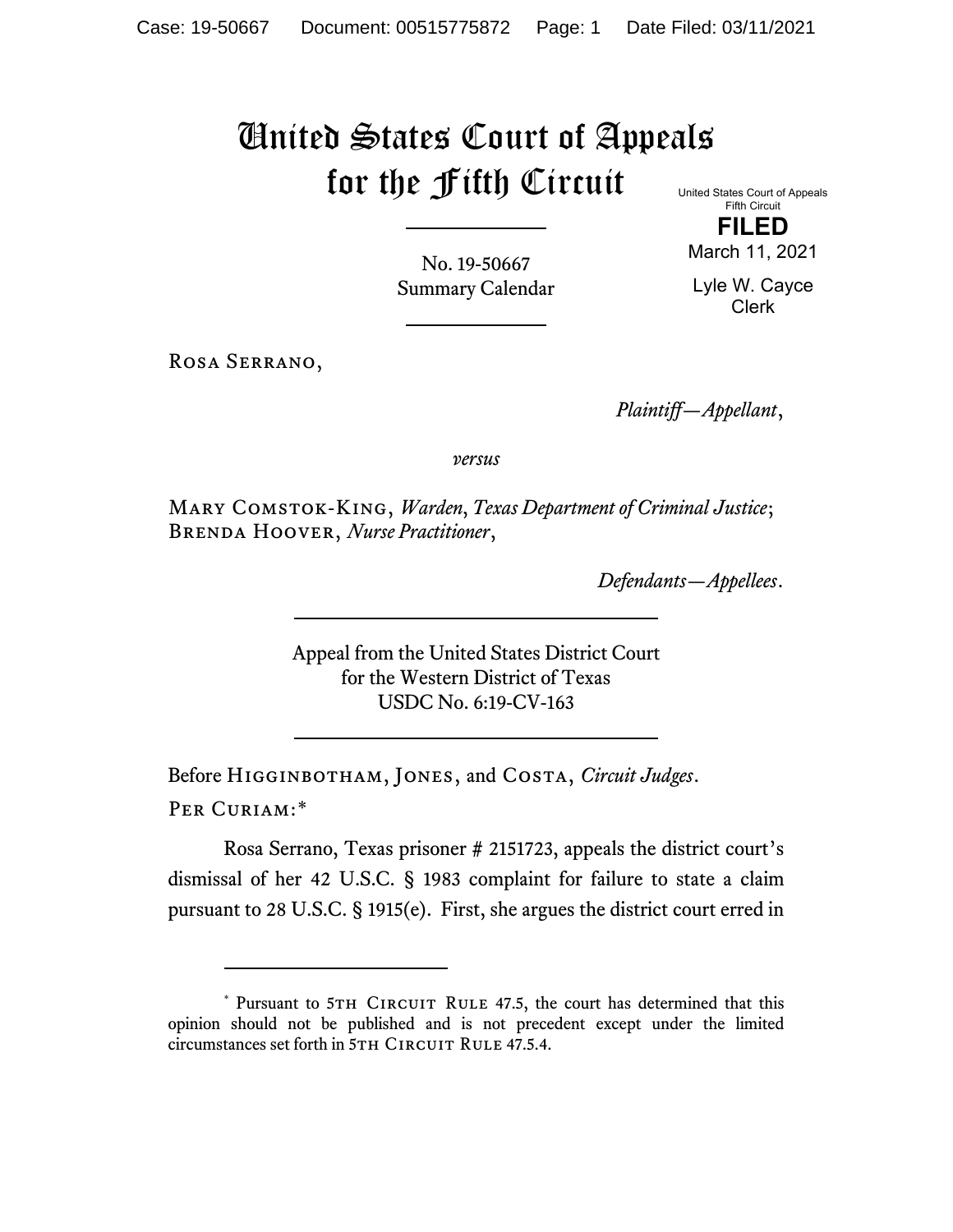# United States Court of Appeals for the Fifth Circuit

United States Court of Appeals
Fifth Circuit

**FILED**

March 11, 2021

Lyle W. Cayce
Clerk

No. 19-50667
Summary Calendar

Rosa Serrano,

*Plaintiff—Appellant*,

*versus*

Mary Comstok-King, *Warden*, *Texas Department of Criminal Justice*; Brenda Hoover, *Nurse Practitioner*,

*Defendants—Appellees*.

Appeal from the United States District Court
for the Western District of Texas
USDC No. 6:19-CV-163

Before Higginbotham, Jones, and Costa, *Circuit Judges*.

Per Curiam:*

Rosa Serrano, Texas prisoner # 2151723, appeals the district court's dismissal of her 42 U.S.C. § 1983 complaint for failure to state a claim pursuant to 28 U.S.C. § 1915(e). First, she argues the district court erred in

\* Pursuant to 5th Circuit Rule 47.5, the court has determined that this opinion should not be published and is not precedent except under the limited circumstances set forth in 5th Circuit Rule 47.5.4.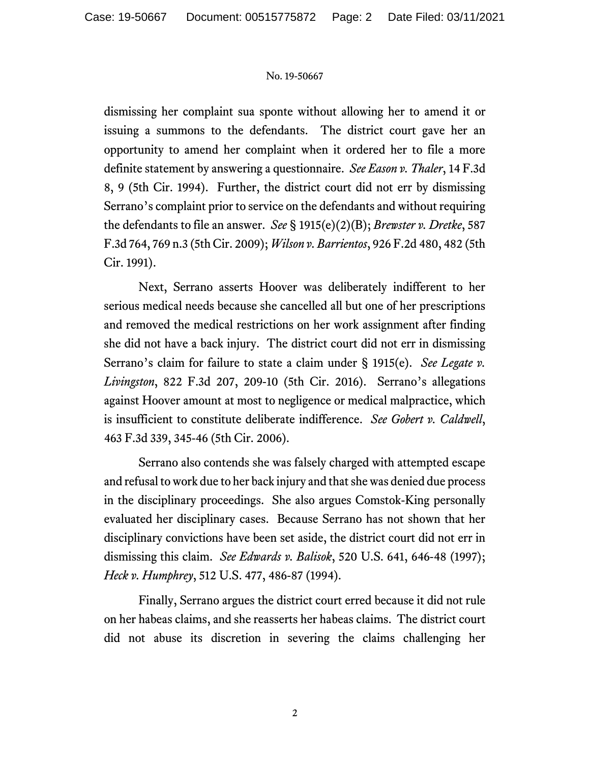dismissing her complaint sua sponte without allowing her to amend it or issuing a summons to the defendants. The district court gave her an opportunity to amend her complaint when it ordered her to file a more definite statement by answering a questionnaire. *See Eason v. Thaler*, 14 F.3d 8, 9 (5th Cir. 1994). Further, the district court did not err by dismissing Serrano's complaint prior to service on the defendants and without requiring the defendants to file an answer. *See* § 1915(e)(2)(B); *Brewster v. Dretke*, 587 F.3d 764, 769 n.3 (5th Cir. 2009); *Wilson v. Barrientos*, 926 F.2d 480, 482 (5th Cir. 1991).

Next, Serrano asserts Hoover was deliberately indifferent to her serious medical needs because she cancelled all but one of her prescriptions and removed the medical restrictions on her work assignment after finding she did not have a back injury. The district court did not err in dismissing Serrano's claim for failure to state a claim under § 1915(e). *See Legate v. Livingston*, 822 F.3d 207, 209-10 (5th Cir. 2016). Serrano's allegations against Hoover amount at most to negligence or medical malpractice, which is insufficient to constitute deliberate indifference. *See Gobert v. Caldwell*, 463 F.3d 339, 345-46 (5th Cir. 2006).

Serrano also contends she was falsely charged with attempted escape and refusal to work due to her back injury and that she was denied due process in the disciplinary proceedings. She also argues Comstok-King personally evaluated her disciplinary cases. Because Serrano has not shown that her disciplinary convictions have been set aside, the district court did not err in dismissing this claim. *See Edwards v. Balisok*, 520 U.S. 641, 646-48 (1997); *Heck v. Humphrey*, 512 U.S. 477, 486-87 (1994).

Finally, Serrano argues the district court erred because it did not rule on her habeas claims, and she reasserts her habeas claims. The district court did not abuse its discretion in severing the claims challenging her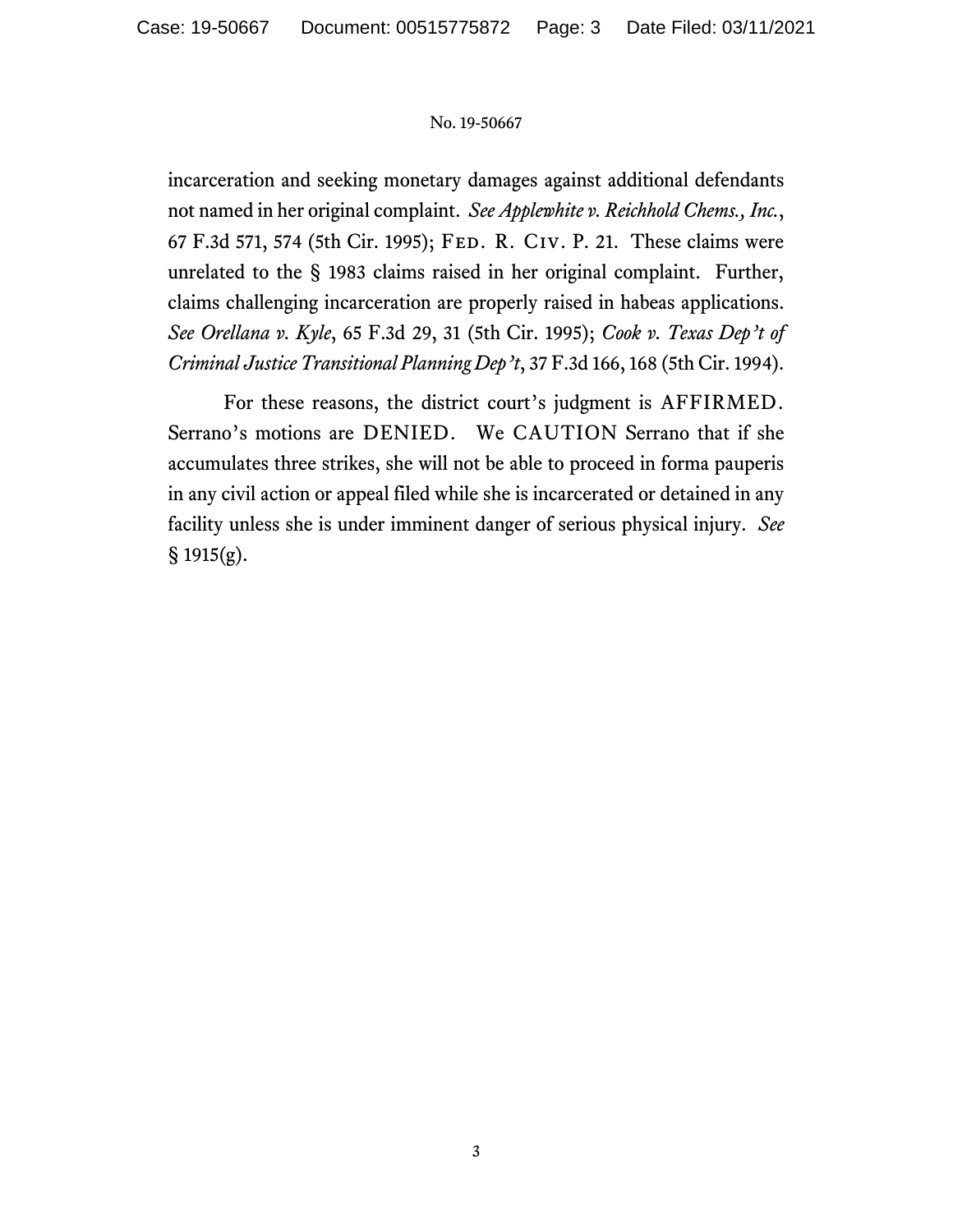incarceration and seeking monetary damages against additional defendants not named in her original complaint. *See Applewhite v. Reichhold Chems., Inc.*, 67 F.3d 571, 574 (5th Cir. 1995); FED. R. CIV. P. 21. These claims were unrelated to the § 1983 claims raised in her original complaint. Further, claims challenging incarceration are properly raised in habeas applications. *See Orellana v. Kyle*, 65 F.3d 29, 31 (5th Cir. 1995); *Cook v. Texas Dep't of Criminal Justice Transitional Planning Dep't*, 37 F.3d 166, 168 (5th Cir. 1994).

For these reasons, the district court's judgment is AFFIRMED. Serrano's motions are DENIED. We CAUTION Serrano that if she accumulates three strikes, she will not be able to proceed in forma pauperis in any civil action or appeal filed while she is incarcerated or detained in any facility unless she is under imminent danger of serious physical injury. *See* § 1915(g).